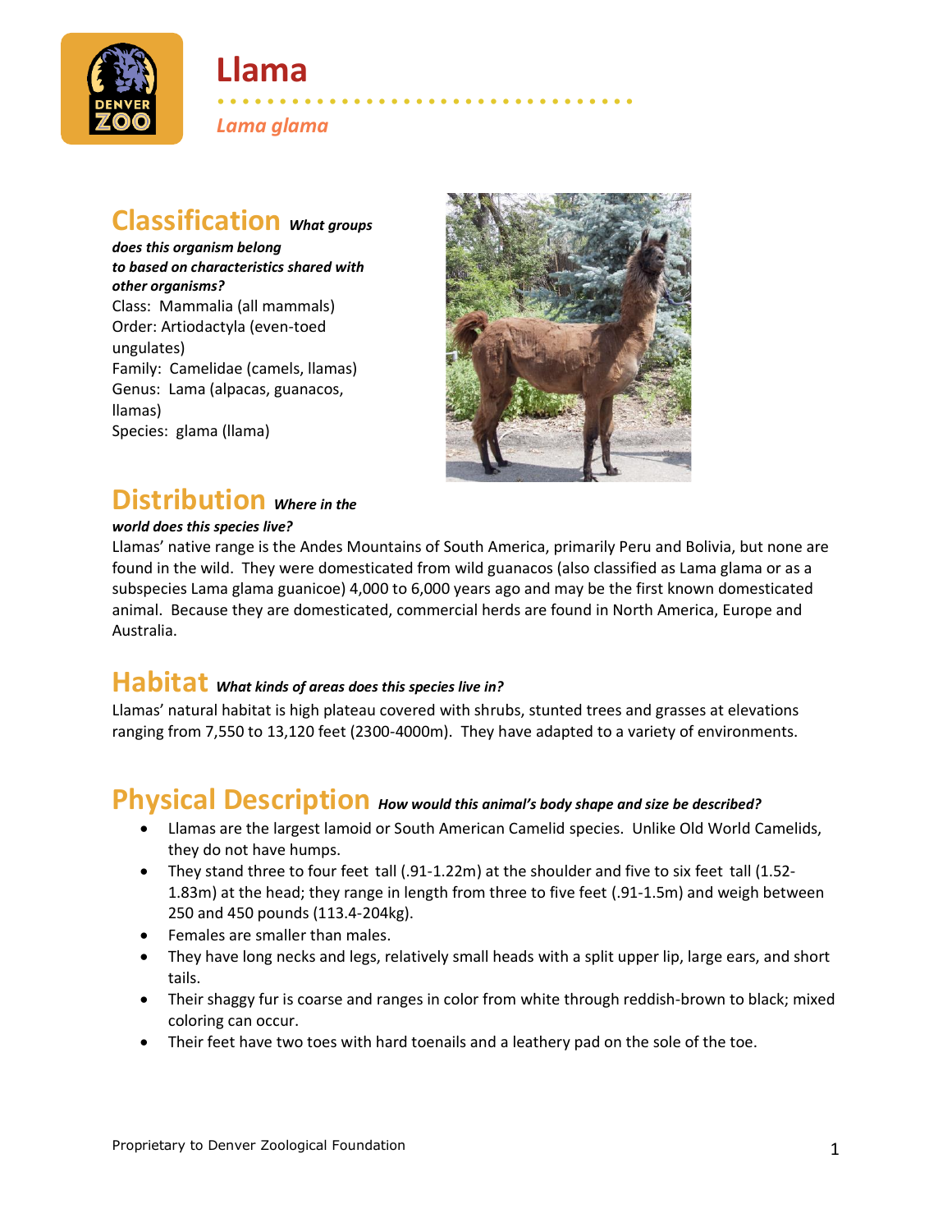# Llama

*Lama glama*

## Classification *What groups does this organism belong to based on characteristics shared with other organisms?*

Class: Mammalia (all mammals)
Order: Artiodactyla (even-toed ungulates)
Family: Camelidae (camels, llamas)
Genus: Lama (alpacas, guanacos, llamas)
Species: glama (llama)

## Distribution *Where in the world does this species live?*

Llamas' native range is the Andes Mountains of South America, primarily Peru and Bolivia, but none are found in the wild. They were domesticated from wild guanacos (also classified as Lama glama or as a subspecies Lama glama guanicoe) 4,000 to 6,000 years ago and may be the first known domesticated animal. Because they are domesticated, commercial herds are found in North America, Europe and Australia.

## Habitat *What kinds of areas does this species live in?*

Llamas' natural habitat is high plateau covered with shrubs, stunted trees and grasses at elevations ranging from 7,550 to 13,120 feet (2300-4000m). They have adapted to a variety of environments.

## Physical Description *How would this animal's body shape and size be described?*

- Llamas are the largest lamoid or South American Camelid species. Unlike Old World Camelids, they do not have humps.
- They stand three to four feet tall (.91-1.22m) at the shoulder and five to six feet tall (1.52-1.83m) at the head; they range in length from three to five feet (.91-1.5m) and weigh between 250 and 450 pounds (113.4-204kg).
- Females are smaller than males.
- They have long necks and legs, relatively small heads with a split upper lip, large ears, and short tails.
- Their shaggy fur is coarse and ranges in color from white through reddish-brown to black; mixed coloring can occur.
- Their feet have two toes with hard toenails and a leathery pad on the sole of the toe.

Proprietary to Denver Zoological Foundation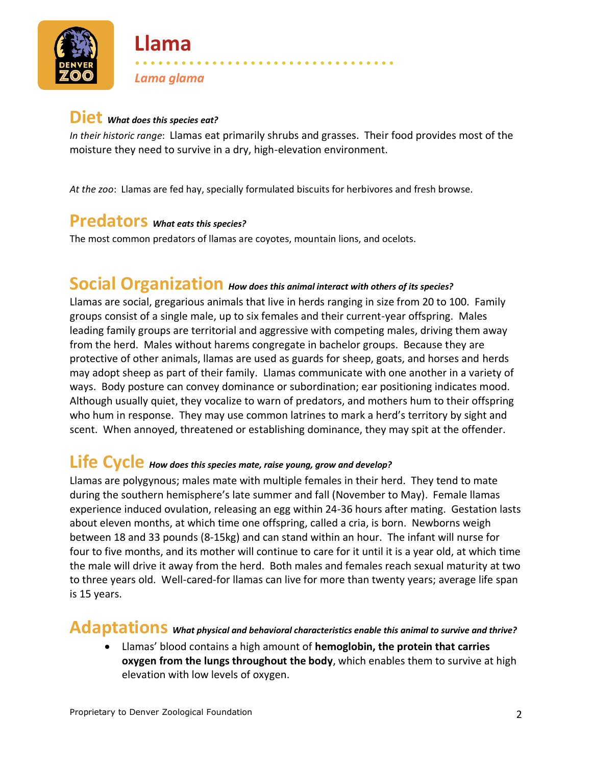# Llama

*Lama glama*

## Diet *What does this species eat?*

*In their historic range*: Llamas eat primarily shrubs and grasses. Their food provides most of the moisture they need to survive in a dry, high-elevation environment.

*At the zoo*: Llamas are fed hay, specially formulated biscuits for herbivores and fresh browse.

## Predators *What eats this species?*

The most common predators of llamas are coyotes, mountain lions, and ocelots.

## Social Organization *How does this animal interact with others of its species?*

Llamas are social, gregarious animals that live in herds ranging in size from 20 to 100. Family groups consist of a single male, up to six females and their current-year offspring. Males leading family groups are territorial and aggressive with competing males, driving them away from the herd. Males without harems congregate in bachelor groups. Because they are protective of other animals, llamas are used as guards for sheep, goats, and horses and herds may adopt sheep as part of their family. Llamas communicate with one another in a variety of ways. Body posture can convey dominance or subordination; ear positioning indicates mood. Although usually quiet, they vocalize to warn of predators, and mothers hum to their offspring who hum in response. They may use common latrines to mark a herd's territory by sight and scent. When annoyed, threatened or establishing dominance, they may spit at the offender.

## Life Cycle *How does this species mate, raise young, grow and develop?*

Llamas are polygynous; males mate with multiple females in their herd. They tend to mate during the southern hemisphere's late summer and fall (November to May). Female llamas experience induced ovulation, releasing an egg within 24-36 hours after mating. Gestation lasts about eleven months, at which time one offspring, called a cria, is born. Newborns weigh between 18 and 33 pounds (8-15kg) and can stand within an hour. The infant will nurse for four to five months, and its mother will continue to care for it until it is a year old, at which time the male will drive it away from the herd. Both males and females reach sexual maturity at two to three years old. Well-cared-for llamas can live for more than twenty years; average life span is 15 years.

## Adaptations *What physical and behavioral characteristics enable this animal to survive and thrive?*

- Llamas' blood contains a high amount of **hemoglobin, the protein that carries oxygen from the lungs throughout the body**, which enables them to survive at high elevation with low levels of oxygen.

Proprietary to Denver Zoological Foundation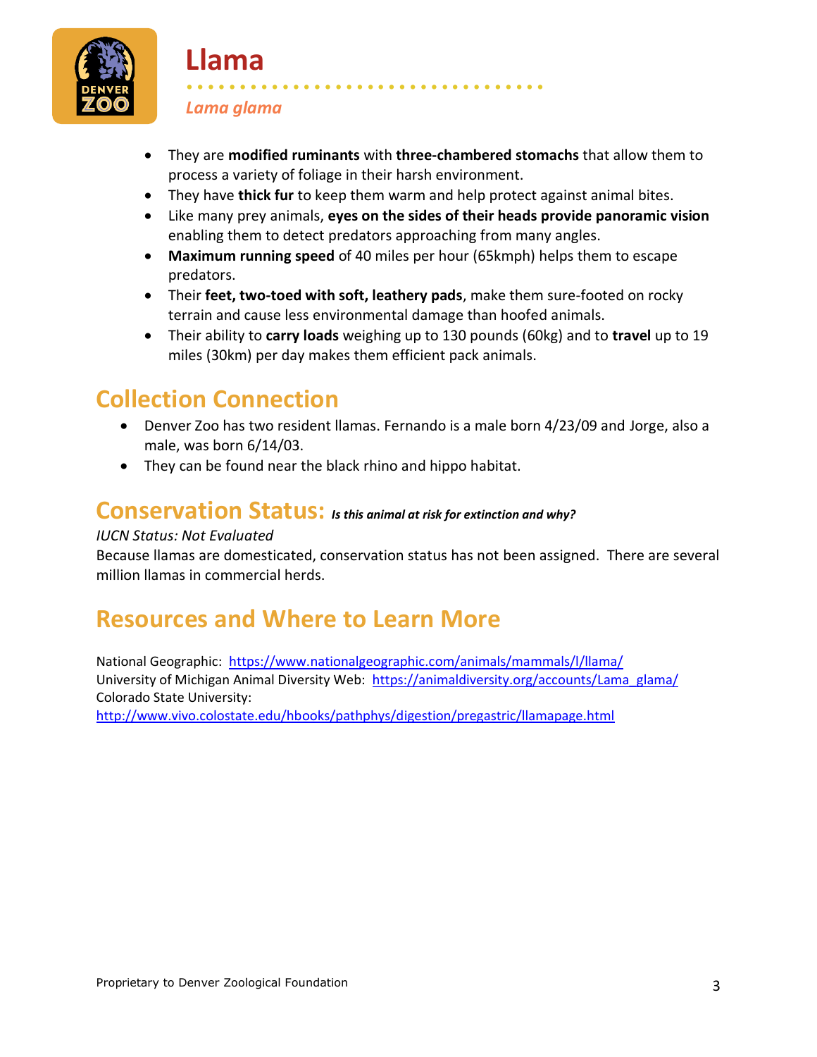# Llama

*Lama glama*

- They are **modified ruminants** with **three-chambered stomachs** that allow them to process a variety of foliage in their harsh environment.
- They have **thick fur** to keep them warm and help protect against animal bites.
- Like many prey animals, **eyes on the sides of their heads provide panoramic vision** enabling them to detect predators approaching from many angles.
- **Maximum running speed** of 40 miles per hour (65kmph) helps them to escape predators.
- Their **feet, two-toed with soft, leathery pads**, make them sure-footed on rocky terrain and cause less environmental damage than hoofed animals.
- Their ability to **carry loads** weighing up to 130 pounds (60kg) and to **travel** up to 19 miles (30km) per day makes them efficient pack animals.

## Collection Connection

- Denver Zoo has two resident llamas. Fernando is a male born 4/23/09 and Jorge, also a male, was born 6/14/03.
- They can be found near the black rhino and hippo habitat.

## Conservation Status: ***Is this animal at risk for extinction and why?***

*IUCN Status: Not Evaluated*

Because llamas are domesticated, conservation status has not been assigned. There are several million llamas in commercial herds.

## Resources and Where to Learn More

National Geographic: https://www.nationalgeographic.com/animals/mammals/l/llama/
University of Michigan Animal Diversity Web: https://animaldiversity.org/accounts/Lama_glama/
Colorado State University:
http://www.vivo.colostate.edu/hbooks/pathphys/digestion/pregastric/llamapage.html

Proprietary to Denver Zoological Foundation